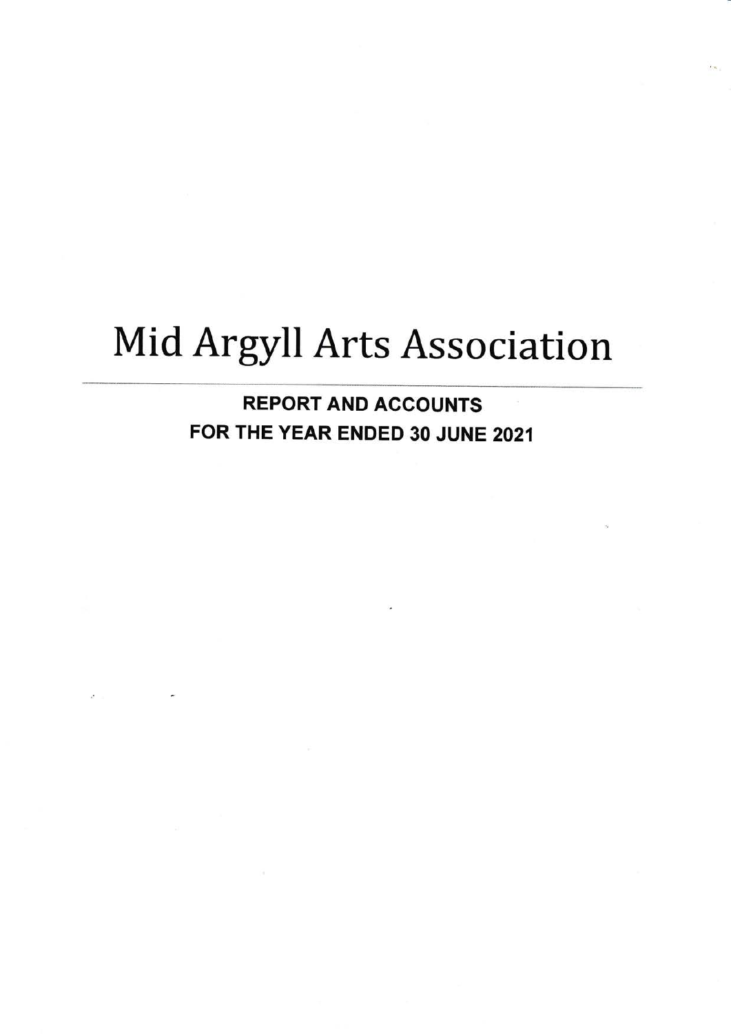# Mid Argyll Arts Association

---

**REPORT AND ACCOUNTS**

**FOR THE YEAR ENDED 30 JUNE 2021**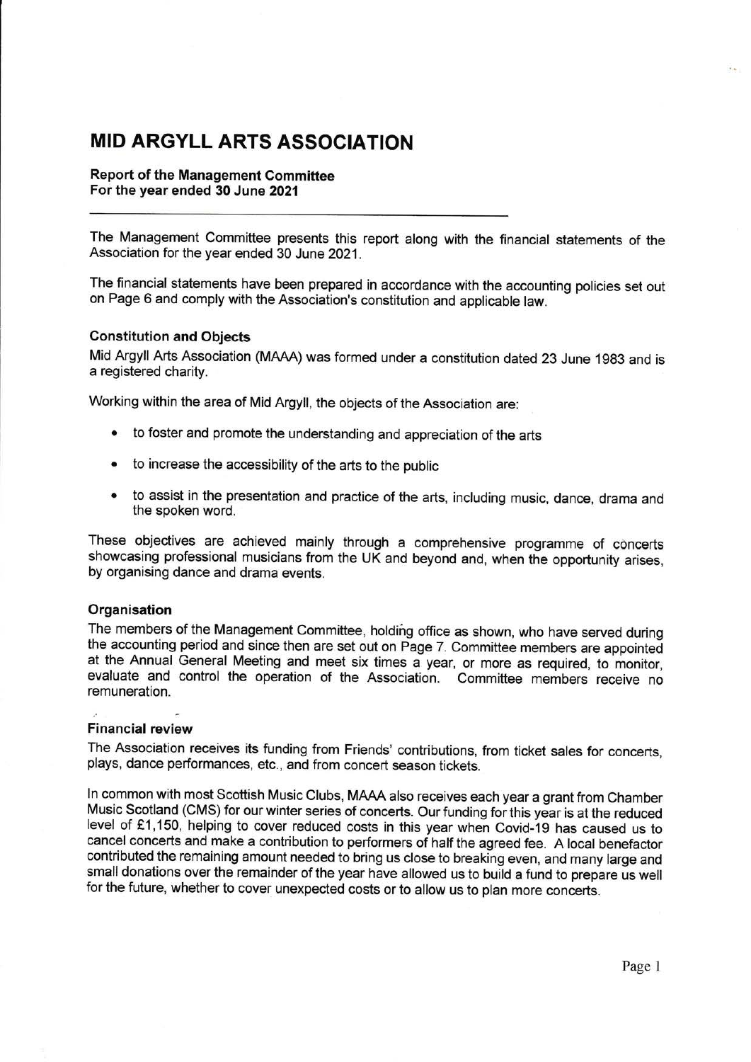# MID ARGYLL ARTS ASSOCIATION

**Report of the Management Committee**
**For the year ended 30 June 2021**

The Management Committee presents this report along with the financial statements of the Association for the year ended 30 June 2021.

The financial statements have been prepared in accordance with the accounting policies set out on Page 6 and comply with the Association's constitution and applicable law.

### Constitution and Objects

Mid Argyll Arts Association (MAAA) was formed under a constitution dated 23 June 1983 and is a registered charity.

Working within the area of Mid Argyll, the objects of the Association are:

- to foster and promote the understanding and appreciation of the arts
- to increase the accessibility of the arts to the public
- to assist in the presentation and practice of the arts, including music, dance, drama and the spoken word.

These objectives are achieved mainly through a comprehensive programme of concerts showcasing professional musicians from the UK and beyond and, when the opportunity arises, by organising dance and drama events.

### Organisation

The members of the Management Committee, holding office as shown, who have served during the accounting period and since then are set out on Page 7. Committee members are appointed at the Annual General Meeting and meet six times a year, or more as required, to monitor, evaluate and control the operation of the Association. Committee members receive no remuneration.

### Financial review

The Association receives its funding from Friends' contributions, from ticket sales for concerts, plays, dance performances, etc., and from concert season tickets.

In common with most Scottish Music Clubs, MAAA also receives each year a grant from Chamber Music Scotland (CMS) for our winter series of concerts. Our funding for this year is at the reduced level of £1,150, helping to cover reduced costs in this year when Covid-19 has caused us to cancel concerts and make a contribution to performers of half the agreed fee. A local benefactor contributed the remaining amount needed to bring us close to breaking even, and many large and small donations over the remainder of the year have allowed us to build a fund to prepare us well for the future, whether to cover unexpected costs or to allow us to plan more concerts.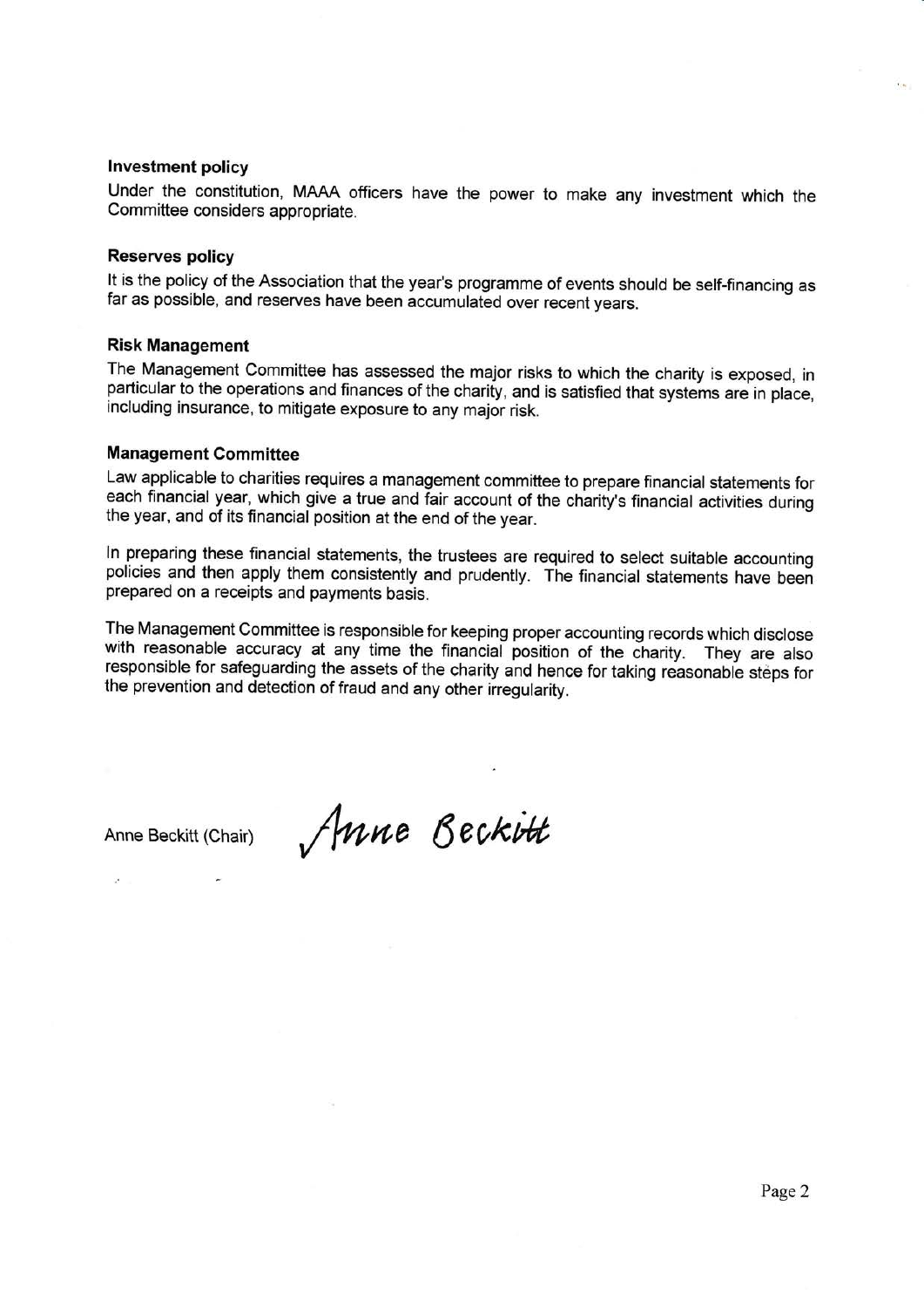### Investment policy

Under the constitution, MAAA officers have the power to make any investment which the Committee considers appropriate.

### Reserves policy

It is the policy of the Association that the year's programme of events should be self-financing as far as possible, and reserves have been accumulated over recent years.

### Risk Management

The Management Committee has assessed the major risks to which the charity is exposed, in particular to the operations and finances of the charity, and is satisfied that systems are in place, including insurance, to mitigate exposure to any major risk.

### Management Committee

Law applicable to charities requires a management committee to prepare financial statements for each financial year, which give a true and fair account of the charity's financial activities during the year, and of its financial position at the end of the year.

In preparing these financial statements, the trustees are required to select suitable accounting policies and then apply them consistently and prudently. The financial statements have been prepared on a receipts and payments basis.

The Management Committee is responsible for keeping proper accounting records which disclose with reasonable accuracy at any time the financial position of the charity. They are also responsible for safeguarding the assets of the charity and hence for taking reasonable steps for the prevention and detection of fraud and any other irregularity.

Anne Beckitt (Chair) *Anne Beckitt*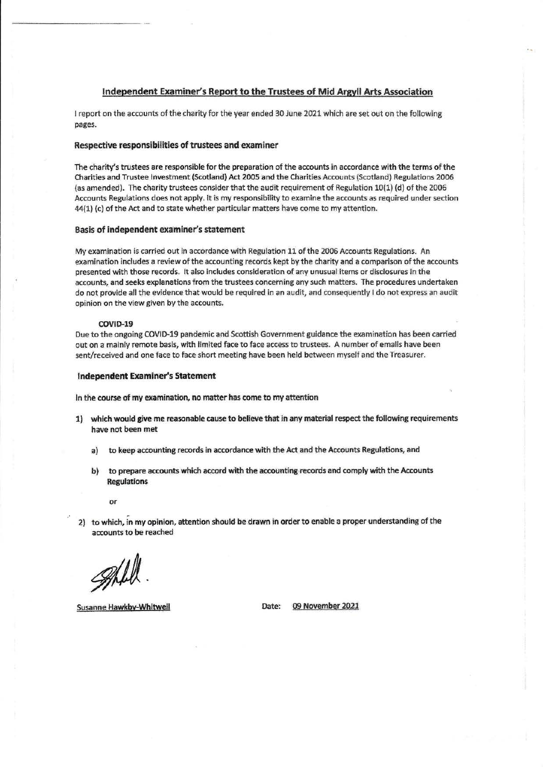## Independent Examiner's Report to the Trustees of Mid Argyll Arts Association

I report on the accounts of the charity for the year ended 30 June 2021 which are set out on the following pages.

### Respective responsibilities of trustees and examiner

The charity's trustees are responsible for the preparation of the accounts in accordance with the terms of the Charities and Trustee Investment (Scotland) Act 2005 and the Charities Accounts (Scotland) Regulations 2006 (as amended). The charity trustees consider that the audit requirement of Regulation 10(1) (d) of the 2006 Accounts Regulations does not apply. It is my responsibility to examine the accounts as required under section 44(1) (c) of the Act and to state whether particular matters have come to my attention.

### Basis of independent examiner's statement

My examination is carried out in accordance with Regulation 11 of the 2006 Accounts Regulations. An examination includes a review of the accounting records kept by the charity and a comparison of the accounts presented with those records. It also includes consideration of any unusual items or disclosures in the accounts, and seeks explanations from the trustees concerning any such matters. The procedures undertaken do not provide all the evidence that would be required in an audit, and consequently I do not express an audit opinion on the view given by the accounts.

#### COVID-19

Due to the ongoing COVID-19 pandemic and Scottish Government guidance the examination has been carried out on a mainly remote basis, with limited face to face access to trustees. A number of emails have been sent/received and one face to face short meeting have been held between myself and the Treasurer.

### Independent Examiner's Statement

**In the course of my examination, no matter has come to my attention**

1) **which would give me reasonable cause to believe that in any material respect the following requirements have not been met**

   a) **to keep accounting records in accordance with the Act and the Accounts Regulations, and**

   b) **to prepare accounts which accord with the accounting records and comply with the Accounts Regulations**

   **or**

2) **to which, in my opinion, attention should be drawn in order to enable a proper understanding of the accounts to be reached**

Susanne Hawkby-Whitwell

Date: 09 November 2021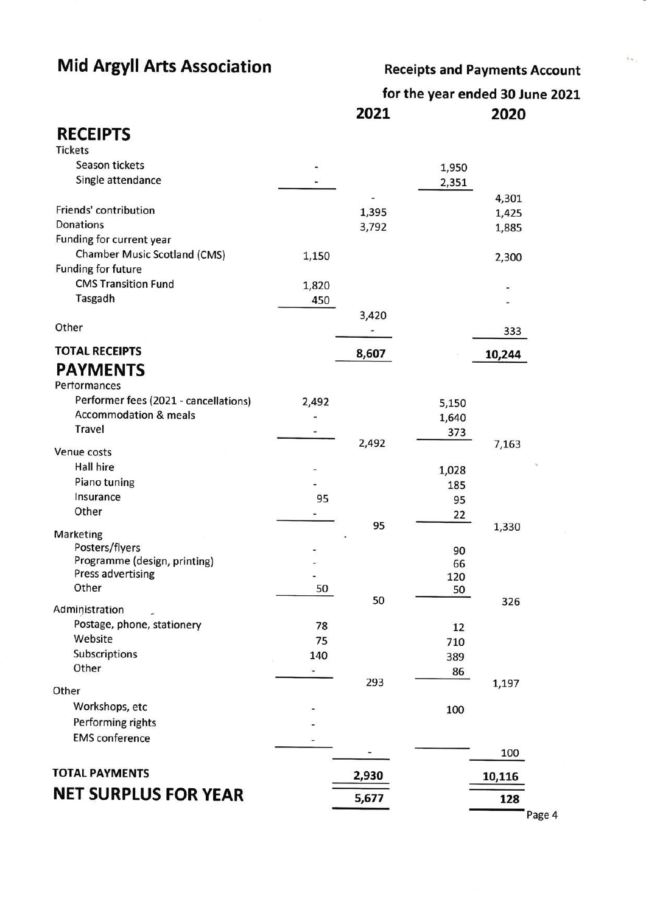# Mid Argyll Arts Association

## Receipts and Payments Account

## for the year ended 30 June 2021

| | 2021 | | 2020 | |
|---|---|---|---|---|
| **RECEIPTS** | | | | |
| Tickets | | | | |
| Season tickets | - | | 1,950 | |
| Single attendance | - | | 2,351 | |
| | | - | | 4,301 |
| Friends' contribution | | 1,395 | | 1,425 |
| Donations | | 3,792 | | 1,885 |
| Funding for current year | | | | |
| Chamber Music Scotland (CMS) | 1,150 | | | 2,300 |
| Funding for future | | | | |
| CMS Transition Fund | 1,820 | | | - |
| Tasgadh | 450 | | | - |
| | | 3,420 | | |
| Other | | - | | 333 |
| **TOTAL RECEIPTS** | | **8,607** | | **10,244** |
| **PAYMENTS** | | | | |
| Performances | | | | |
| Performer fees (2021 - cancellations) | 2,492 | | 5,150 | |
| Accommodation & meals | - | | 1,640 | |
| Travel | - | | 373 | |
| | | 2,492 | | 7,163 |
| Venue costs | | | | |
| Hall hire | - | | 1,028 | |
| Piano tuning | - | | 185 | |
| Insurance | 95 | | 95 | |
| Other | - | | 22 | |
| | | 95 | | 1,330 |
| Marketing | | | | |
| Posters/flyers | - | | 90 | |
| Programme (design, printing) | - | | 66 | |
| Press advertising | - | | 120 | |
| Other | 50 | | 50 | |
| | | 50 | | 326 |
| Administration | | | | |
| Postage, phone, stationery | 78 | | 12 | |
| Website | 75 | | 710 | |
| Subscriptions | 140 | | 389 | |
| Other | - | | 86 | |
| | | 293 | | 1,197 |
| Other | | | | |
| Workshops, etc | - | | 100 | |
| Performing rights | - | | | |
| EMS conference | - | | | |
| | | - | | 100 |
| **TOTAL PAYMENTS** | | **2,930** | | **10,116** |
| **NET SURPLUS FOR YEAR** | | **5,677** | | **128** |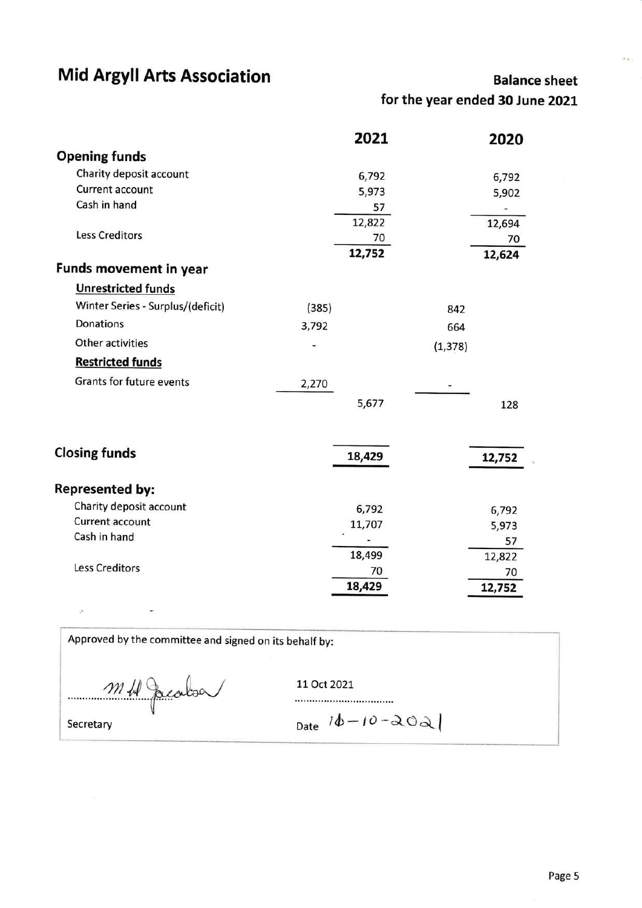# Mid Argyll Arts Association

## Balance sheet for the year ended 30 June 2021

| | | 2021 | | 2020 |
|---|---|---|---|---|
| **Opening funds** | | | | |
| Charity deposit account | | 6,792 | | 6,792 |
| Current account | | 5,973 | | 5,902 |
| Cash in hand | | 57 | | - |
| | | 12,822 | | 12,694 |
| Less Creditors | | 70 | | 70 |
| | | **12,752** | | **12,624** |
| **Funds movement in year** | | | | |
| **Unrestricted funds** | | | | |
| Winter Series - Surplus/(deficit) | (385) | | 842 | |
| Donations | 3,792 | | 664 | |
| Other activities | - | | (1,378) | |
| **Restricted funds** | | | | |
| Grants for future events | 2,270 | | - | |
| | | 5,677 | | 128 |
| **Closing funds** | | **18,429** | | **12,752** |
| **Represented by:** | | | | |
| Charity deposit account | | 6,792 | | 6,792 |
| Current account | | 11,707 | | 5,973 |
| Cash in hand | | - | | 57 |
| | | 18,499 | | 12,822 |
| Less Creditors | | 70 | | 70 |
| | | **18,429** | | **12,752** |

Approved by the committee and signed on its behalf by:

M H Jacobs

Secretary

11 Oct 2021

Date 11-10-2021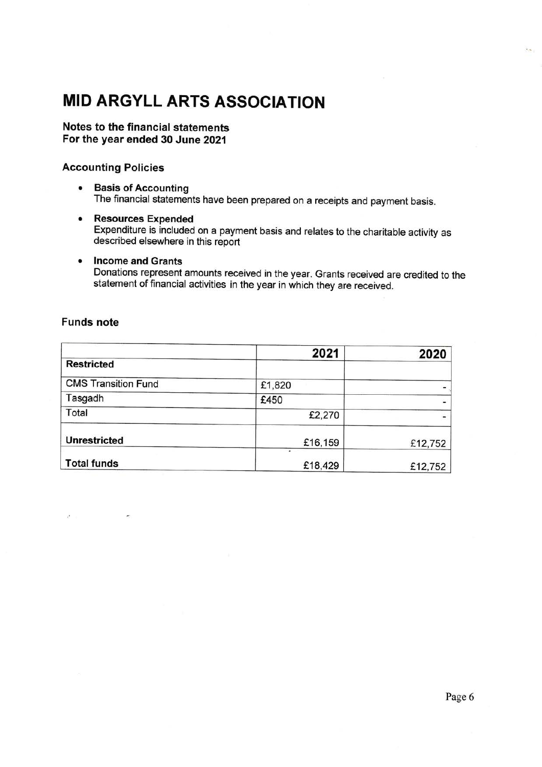# MID ARGYLL ARTS ASSOCIATION

**Notes to the financial statements**
**For the year ended 30 June 2021**

### Accounting Policies

- **Basis of Accounting**
  The financial statements have been prepared on a receipts and payment basis.

- **Resources Expended**
  Expenditure is included on a payment basis and relates to the charitable activity as described elsewhere in this report

- **Income and Grants**
  Donations represent amounts received in the year. Grants received are credited to the statement of financial activities in the year in which they are received.

### Funds note

| | 2021 | 2020 |
|---|---|---|
| **Restricted** | | |
| CMS Transition Fund | £1,820 | - |
| Tasgadh | £450 | - |
| Total | £2,270 | - |
| **Unrestricted** | £16,159 | £12,752 |
| **Total funds** | £18,429 | £12,752 |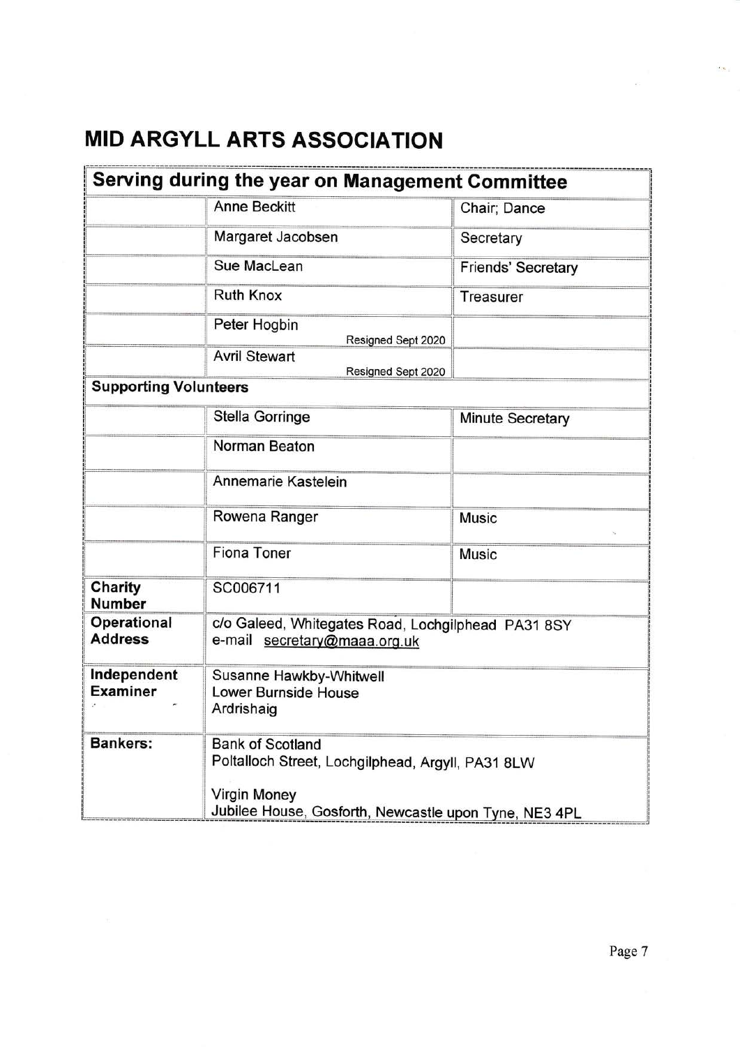# MID ARGYLL ARTS ASSOCIATION

| | | |
|---|---|---|
| **Serving during the year on Management Committee** | | |
| | Anne Beckitt | Chair; Dance |
| | Margaret Jacobsen | Secretary |
| | Sue MacLean | Friends' Secretary |
| | Ruth Knox | Treasurer |
| | Peter Hogbin Resigned Sept 2020 | |
| | Avril Stewart Resigned Sept 2020 | |
| **Supporting Volunteers** | | |
| | Stella Gorringe | Minute Secretary |
| | Norman Beaton | |
| | Annemarie Kastelein | |
| | Rowena Ranger | Music |
| | Fiona Toner | Music |
| **Charity Number** | SC006711 | |
| **Operational Address** | c/o Galeed, Whitegates Road, Lochgilphead PA31 8SY e-mail secretary@maaa.org.uk | |
| **Independent Examiner** | Susanne Hawkby-Whitwell Lower Burnside House Ardrishaig | |
| **Bankers:** | Bank of Scotland Poltalloch Street, Lochgilphead, Argyll, PA31 8LW Virgin Money Jubilee House, Gosforth, Newcastle upon Tyne, NE3 4PL | |